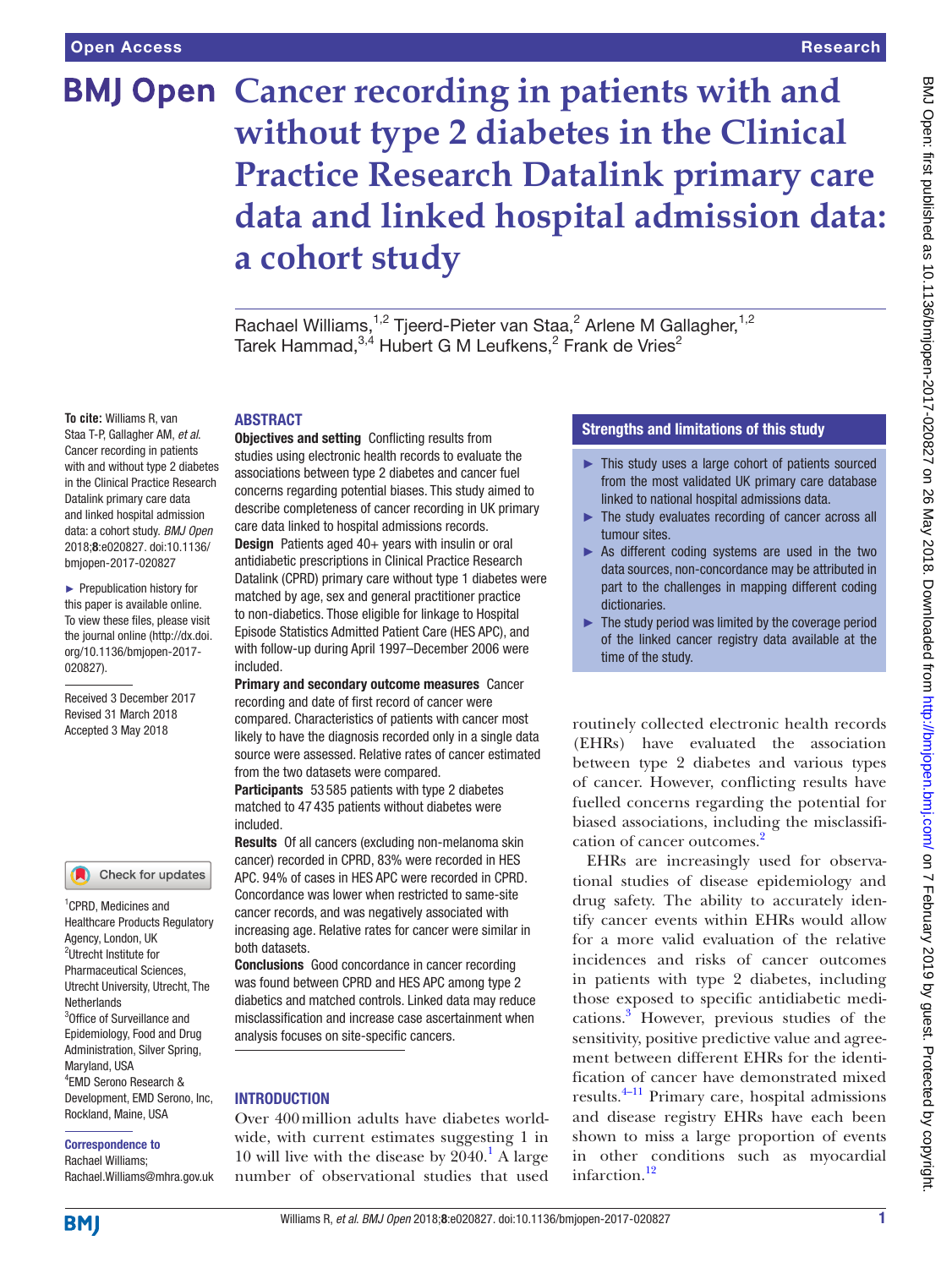# Cancer recording in patients with and without type 2 diabetes in the Clinical Practice Research Datalink primary care data and linked hospital admission data: a cohort study

Rachael Williams,[1,2] Tjeerd-Pieter van Staa,[2] Arlene M Gallagher,[1,2] Tarek Hammad,[3,4] Hubert G M Leufkens,[2] Frank de Vries[2]

**To cite:** Williams R, van Staa T-P, Gallagher AM, *et al*. Cancer recording in patients with and without type 2 diabetes in the Clinical Practice Research Datalink primary care data and linked hospital admission data: a cohort study. *BMJ Open* 2018;**8**:e020827. doi:10.1136/bmjopen-2017-020827

► Prepublication history for this paper is available online. To view these files, please visit the journal online (http://dx.doi.org/10.1136/bmjopen-2017-020827).

Received 3 December 2017
Revised 31 March 2018
Accepted 3 May 2018

[1]CPRD, Medicines and Healthcare Products Regulatory Agency, London, UK
[2]Utrecht Institute for Pharmaceutical Sciences, Utrecht University, Utrecht, The Netherlands
[3]Office of Surveillance and Epidemiology, Food and Drug Administration, Silver Spring, Maryland, USA
[4]EMD Serono Research & Development, EMD Serono, Inc, Rockland, Maine, USA

**Correspondence to**
Rachael Williams;
Rachael.Williams@mhra.gov.uk

## ABSTRACT

**Objectives and setting** Conflicting results from studies using electronic health records to evaluate the associations between type 2 diabetes and cancer fuel concerns regarding potential biases. This study aimed to describe completeness of cancer recording in UK primary care data linked to hospital admissions records.

**Design** Patients aged 40+ years with insulin or oral antidiabetic prescriptions in Clinical Practice Research Datalink (CPRD) primary care without type 1 diabetes were matched by age, sex and general practitioner practice to non-diabetics. Those eligible for linkage to Hospital Episode Statistics Admitted Patient Care (HES APC), and with follow-up during April 1997–December 2006 were included.

**Primary and secondary outcome measures** Cancer recording and date of first record of cancer were compared. Characteristics of patients with cancer most likely to have the diagnosis recorded only in a single data source were assessed. Relative rates of cancer estimated from the two datasets were compared.

**Participants** 53 585 patients with type 2 diabetes matched to 47 435 patients without diabetes were included.

**Results** Of all cancers (excluding non-melanoma skin cancer) recorded in CPRD, 83% were recorded in HES APC. 94% of cases in HES APC were recorded in CPRD. Concordance was lower when restricted to same-site cancer records, and was negatively associated with increasing age. Relative rates for cancer were similar in both datasets.

**Conclusions** Good concordance in cancer recording was found between CPRD and HES APC among type 2 diabetics and matched controls. Linked data may reduce misclassification and increase case ascertainment when analysis focuses on site-specific cancers.

## Strengths and limitations of this study

- ► This study uses a large cohort of patients sourced from the most validated UK primary care database linked to national hospital admissions data.
- ► The study evaluates recording of cancer across all tumour sites.
- ► As different coding systems are used in the two data sources, non-concordance may be attributed in part to the challenges in mapping different coding dictionaries.
- ► The study period was limited by the coverage period of the linked cancer registry data available at the time of the study.

## INTRODUCTION

Over 400 million adults have diabetes worldwide, with current estimates suggesting 1 in 10 will live with the disease by 2040.[1] A large number of observational studies that used routinely collected electronic health records (EHRs) have evaluated the association between type 2 diabetes and various types of cancer. However, conflicting results have fuelled concerns regarding the potential for biased associations, including the misclassification of cancer outcomes.[2]

EHRs are increasingly used for observational studies of disease epidemiology and drug safety. The ability to accurately identify cancer events within EHRs would allow for a more valid evaluation of the relative incidences and risks of cancer outcomes in patients with type 2 diabetes, including those exposed to specific antidiabetic medications.[3] However, previous studies of the sensitivity, positive predictive value and agreement between different EHRs for the identification of cancer have demonstrated mixed results.[4–11] Primary care, hospital admissions and disease registry EHRs have each been shown to miss a large proportion of events in other conditions such as myocardial infarction.[12]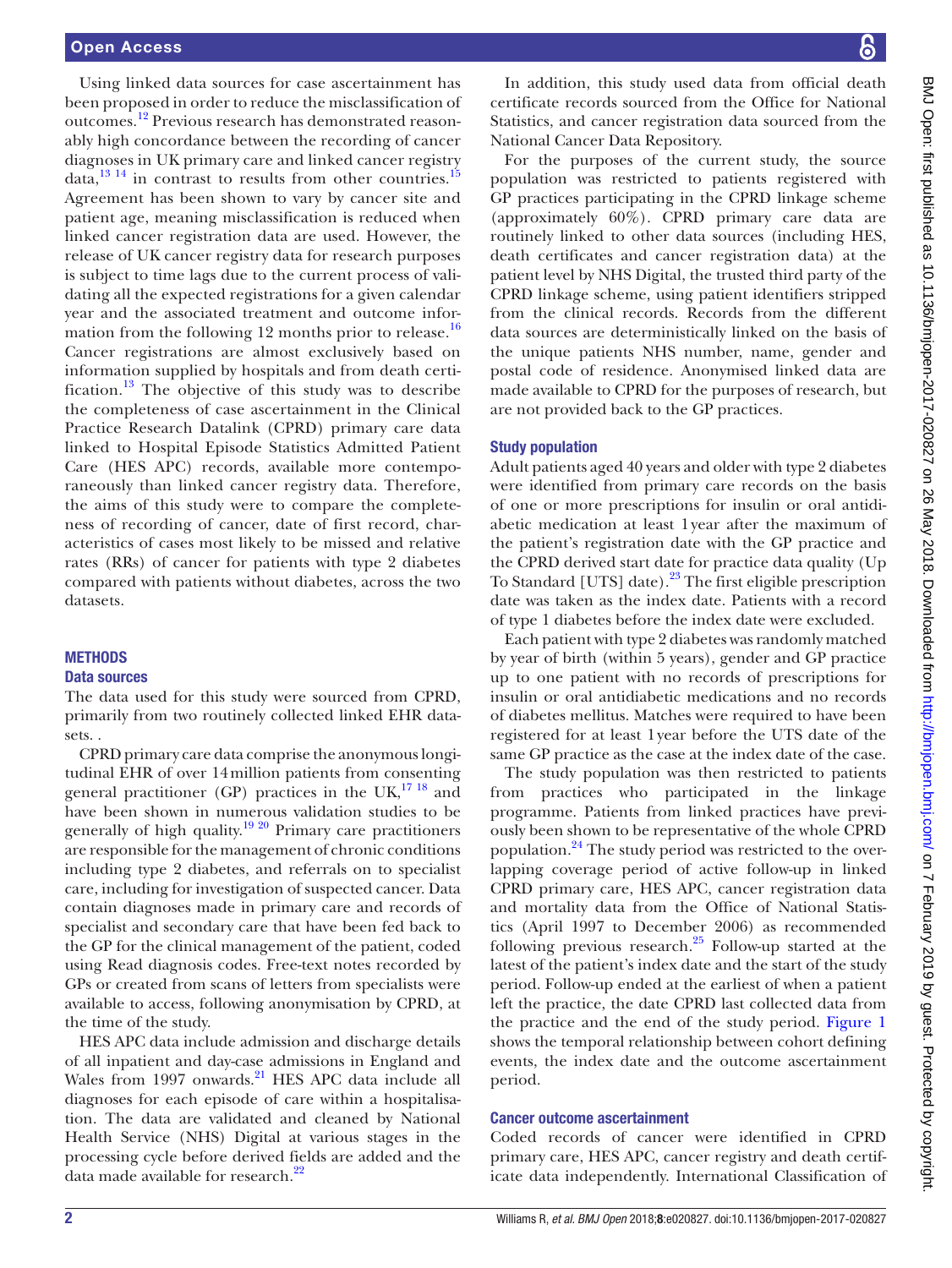Using linked data sources for case ascertainment has been proposed in order to reduce the misclassification of outcomes.[12] Previous research has demonstrated reasonably high concordance between the recording of cancer diagnoses in UK primary care and linked cancer registry data,[13 14] in contrast to results from other countries.[15] Agreement has been shown to vary by cancer site and patient age, meaning misclassification is reduced when linked cancer registration data are used. However, the release of UK cancer registry data for research purposes is subject to time lags due to the current process of validating all the expected registrations for a given calendar year and the associated treatment and outcome information from the following 12 months prior to release.[16] Cancer registrations are almost exclusively based on information supplied by hospitals and from death certification.[13] The objective of this study was to describe the completeness of case ascertainment in the Clinical Practice Research Datalink (CPRD) primary care data linked to Hospital Episode Statistics Admitted Patient Care (HES APC) records, available more contemporaneously than linked cancer registry data. Therefore, the aims of this study were to compare the completeness of recording of cancer, date of first record, characteristics of cases most likely to be missed and relative rates (RRs) of cancer for patients with type 2 diabetes compared with patients without diabetes, across the two datasets.

## METHODS

### Data sources

The data used for this study were sourced from CPRD, primarily from two routinely collected linked EHR datasets. .

CPRD primary care data comprise the anonymous longitudinal EHR of over 14 million patients from consenting general practitioner (GP) practices in the UK,[17 18] and have been shown in numerous validation studies to be generally of high quality.[19 20] Primary care practitioners are responsible for the management of chronic conditions including type 2 diabetes, and referrals on to specialist care, including for investigation of suspected cancer. Data contain diagnoses made in primary care and records of specialist and secondary care that have been fed back to the GP for the clinical management of the patient, coded using Read diagnosis codes. Free-text notes recorded by GPs or created from scans of letters from specialists were available to access, following anonymisation by CPRD, at the time of the study.

HES APC data include admission and discharge details of all inpatient and day-case admissions in England and Wales from 1997 onwards.[21] HES APC data include all diagnoses for each episode of care within a hospitalisation. The data are validated and cleaned by National Health Service (NHS) Digital at various stages in the processing cycle before derived fields are added and the data made available for research.[22]

In addition, this study used data from official death certificate records sourced from the Office for National Statistics, and cancer registration data sourced from the National Cancer Data Repository.

For the purposes of the current study, the source population was restricted to patients registered with GP practices participating in the CPRD linkage scheme (approximately 60%). CPRD primary care data are routinely linked to other data sources (including HES, death certificates and cancer registration data) at the patient level by NHS Digital, the trusted third party of the CPRD linkage scheme, using patient identifiers stripped from the clinical records. Records from the different data sources are deterministically linked on the basis of the unique patients NHS number, name, gender and postal code of residence. Anonymised linked data are made available to CPRD for the purposes of research, but are not provided back to the GP practices.

### Study population

Adult patients aged 40 years and older with type 2 diabetes were identified from primary care records on the basis of one or more prescriptions for insulin or oral antidiabetic medication at least 1 year after the maximum of the patient's registration date with the GP practice and the CPRD derived start date for practice data quality (Up To Standard [UTS] date).[23] The first eligible prescription date was taken as the index date. Patients with a record of type 1 diabetes before the index date were excluded.

Each patient with type 2 diabetes was randomly matched by year of birth (within 5 years), gender and GP practice up to one patient with no records of prescriptions for insulin or oral antidiabetic medications and no records of diabetes mellitus. Matches were required to have been registered for at least 1 year before the UTS date of the same GP practice as the case at the index date of the case.

The study population was then restricted to patients from practices who participated in the linkage programme. Patients from linked practices have previously been shown to be representative of the whole CPRD population.[24] The study period was restricted to the overlapping coverage period of active follow-up in linked CPRD primary care, HES APC, cancer registration data and mortality data from the Office of National Statistics (April 1997 to December 2006) as recommended following previous research.[25] Follow-up started at the latest of the patient's index date and the start of the study period. Follow-up ended at the earliest of when a patient left the practice, the date CPRD last collected data from the practice and the end of the study period. Figure 1 shows the temporal relationship between cohort defining events, the index date and the outcome ascertainment period.

### Cancer outcome ascertainment

Coded records of cancer were identified in CPRD primary care, HES APC, cancer registry and death certificate data independently. International Classification of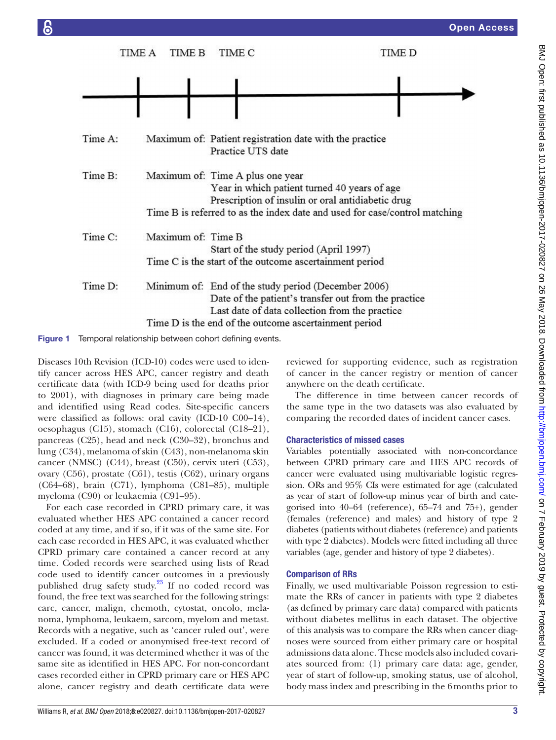TIME A TIME B TIME C TIME D

Time A: Maximum of: Patient registration date with the practice
Practice UTS date

Time B: Maximum of: Time A plus one year
Year in which patient turned 40 years of age
Prescription of insulin or oral antidiabetic drug
Time B is referred to as the index date and used for case/control matching

Time C: Maximum of: Time B
Start of the study period (April 1997)
Time C is the start of the outcome ascertainment period

Time D: Minimum of: End of the study period (December 2006)
Date of the patient's transfer out from the practice
Last date of data collection from the practice
Time D is the end of the outcome ascertainment period

**Figure 1** Temporal relationship between cohort defining events.

Diseases 10th Revision (ICD-10) codes were used to identify cancer across HES APC, cancer registry and death certificate data (with ICD-9 being used for deaths prior to 2001), with diagnoses in primary care being made and identified using Read codes. Site-specific cancers were classified as follows: oral cavity (ICD-10 C00–14), oesophagus (C15), stomach (C16), colorectal (C18–21), pancreas (C25), head and neck (C30–32), bronchus and lung (C34), melanoma of skin (C43), non-melanoma skin cancer (NMSC) (C44), breast (C50), cervix uteri (C53), ovary (C56), prostate (C61), testis (C62), urinary organs (C64–68), brain (C71), lymphoma (C81–85), multiple myeloma (C90) or leukaemia (C91–95).

For each case recorded in CPRD primary care, it was evaluated whether HES APC contained a cancer record coded at any time, and if so, if it was of the same site. For each case recorded in HES APC, it was evaluated whether CPRD primary care contained a cancer record at any time. Coded records were searched using lists of Read code used to identify cancer outcomes in a previously published drug safety study.[23] If no coded record was found, the free text was searched for the following strings: carc, cancer, malign, chemoth, cytostat, oncolo, melanoma, lymphoma, leukaem, sarcom, myelom and metast. Records with a negative, such as 'cancer ruled out', were excluded. If a coded or anonymised free-text record of cancer was found, it was determined whether it was of the same site as identified in HES APC. For non-concordant cases recorded either in CPRD primary care or HES APC alone, cancer registry and death certificate data were reviewed for supporting evidence, such as registration of cancer in the cancer registry or mention of cancer anywhere on the death certificate.

The difference in time between cancer records of the same type in the two datasets was also evaluated by comparing the recorded dates of incident cancer cases.

### Characteristics of missed cases

Variables potentially associated with non-concordance between CPRD primary care and HES APC records of cancer were evaluated using multivariable logistic regression. ORs and 95% CIs were estimated for age (calculated as year of start of follow-up minus year of birth and categorised into 40–64 (reference), 65–74 and 75+), gender (females (reference) and males) and history of type 2 diabetes (patients without diabetes (reference) and patients with type 2 diabetes). Models were fitted including all three variables (age, gender and history of type 2 diabetes).

### Comparison of RRs

Finally, we used multivariable Poisson regression to estimate the RRs of cancer in patients with type 2 diabetes (as defined by primary care data) compared with patients without diabetes mellitus in each dataset. The objective of this analysis was to compare the RRs when cancer diagnoses were sourced from either primary care or hospital admissions data alone. These models also included covariates sourced from: (1) primary care data: age, gender, year of start of follow-up, smoking status, use of alcohol, body mass index and prescribing in the 6 months prior to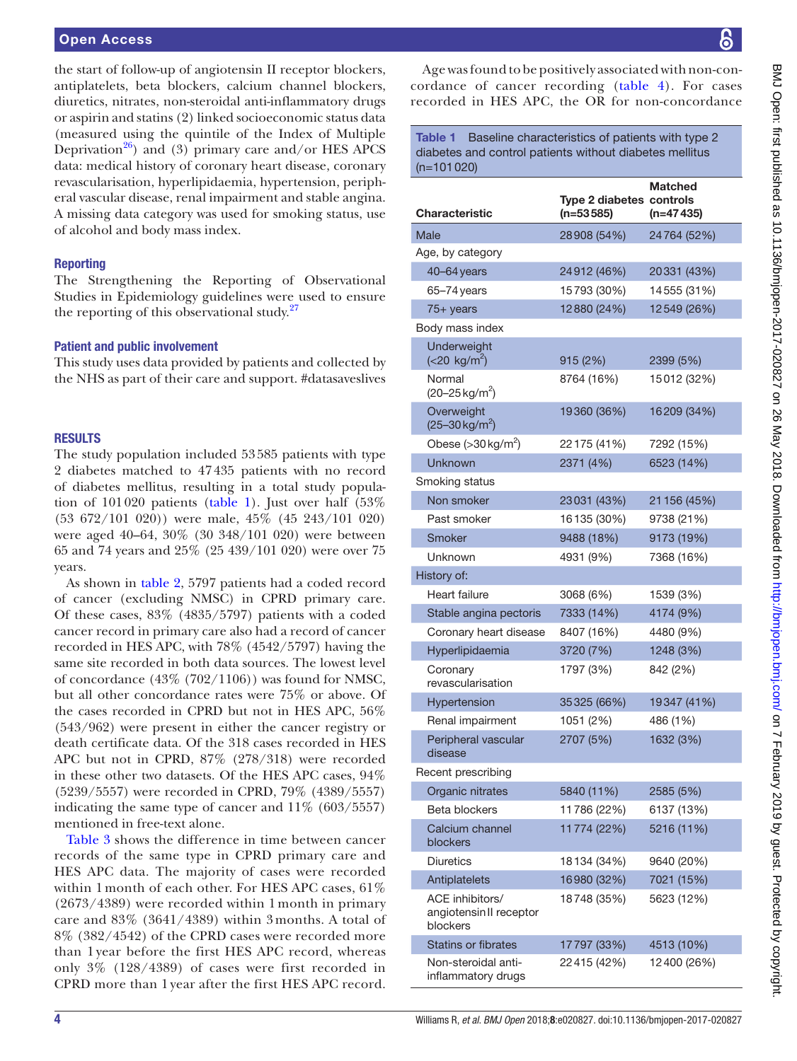the start of follow-up of angiotensin II receptor blockers, antiplatelets, beta blockers, calcium channel blockers, diuretics, nitrates, non-steroidal anti-inflammatory drugs or aspirin and statins (2) linked socioeconomic status data (measured using the quintile of the Index of Multiple Deprivation[26]) and (3) primary care and/or HES APCS data: medical history of coronary heart disease, coronary revascularisation, hyperlipidaemia, hypertension, peripheral vascular disease, renal impairment and stable angina. A missing data category was used for smoking status, use of alcohol and body mass index.

### Reporting

The Strengthening the Reporting of Observational Studies in Epidemiology guidelines were used to ensure the reporting of this observational study.[27]

### Patient and public involvement

This study uses data provided by patients and collected by the NHS as part of their care and support. #datasaveslives

## RESULTS

The study population included 53 585 patients with type 2 diabetes matched to 47 435 patients with no record of diabetes mellitus, resulting in a total study population of 101 020 patients (table 1). Just over half (53% (53 672/101 020)) were male, 45% (45 243/101 020) were aged 40–64, 30% (30 348/101 020) were between 65 and 74 years and 25% (25 439/101 020) were over 75 years.

As shown in table 2, 5797 patients had a coded record of cancer (excluding NMSC) in CPRD primary care. Of these cases, 83% (4835/5797) patients with a coded cancer record in primary care also had a record of cancer recorded in HES APC, with 78% (4542/5797) having the same site recorded in both data sources. The lowest level of concordance (43% (702/1106)) was found for NMSC, but all other concordance rates were 75% or above. Of the cases recorded in CPRD but not in HES APC, 56% (543/962) were present in either the cancer registry or death certificate data. Of the 318 cases recorded in HES APC but not in CPRD, 87% (278/318) were recorded in these other two datasets. Of the HES APC cases, 94% (5239/5557) were recorded in CPRD, 79% (4389/5557) indicating the same type of cancer and 11% (603/5557) mentioned in free-text alone.

Table 3 shows the difference in time between cancer records of the same type in CPRD primary care and HES APC data. The majority of cases were recorded within 1 month of each other. For HES APC cases, 61% (2673/4389) were recorded within 1 month in primary care and 83% (3641/4389) within 3 months. A total of 8% (382/4542) of the CPRD cases were recorded more than 1 year before the first HES APC record, whereas only 3% (128/4389) of cases were first recorded in CPRD more than 1 year after the first HES APC record.

Age was found to be positively associated with non-concordance of cancer recording (table 4). For cases recorded in HES APC, the OR for non-concordance

**Table 1** Baseline characteristics of patients with type 2 diabetes and control patients without diabetes mellitus (n=101 020)

| Characteristic | Type 2 diabetes (n=53 585) | Matched controls (n=47 435) |
|---|---|---|
| Male | 28 908 (54%) | 24 764 (52%) |
| Age, by category | | |
| 40–64 years | 24 912 (46%) | 20 331 (43%) |
| 65–74 years | 15 793 (30%) | 14 555 (31%) |
| 75+ years | 12 880 (24%) | 12 549 (26%) |
| Body mass index | | |
| Underweight (<20 kg/m$^2$) | 915 (2%) | 2399 (5%) |
| Normal (20–25 kg/m$^2$) | 8764 (16%) | 15 012 (32%) |
| Overweight (25–30 kg/m$^2$) | 19 360 (36%) | 16 209 (34%) |
| Obese (>30 kg/m$^2$) | 22 175 (41%) | 7292 (15%) |
| Unknown | 2371 (4%) | 6523 (14%) |
| Smoking status | | |
| Non smoker | 23 031 (43%) | 21 156 (45%) |
| Past smoker | 16 135 (30%) | 9738 (21%) |
| Smoker | 9488 (18%) | 9173 (19%) |
| Unknown | 4931 (9%) | 7368 (16%) |
| History of: | | |
| Heart failure | 3068 (6%) | 1539 (3%) |
| Stable angina pectoris | 7333 (14%) | 4174 (9%) |
| Coronary heart disease | 8407 (16%) | 4480 (9%) |
| Hyperlipidaemia | 3720 (7%) | 1248 (3%) |
| Coronary revascularisation | 1797 (3%) | 842 (2%) |
| Hypertension | 35 325 (66%) | 19 347 (41%) |
| Renal impairment | 1051 (2%) | 486 (1%) |
| Peripheral vascular disease | 2707 (5%) | 1632 (3%) |
| Recent prescribing | | |
| Organic nitrates | 5840 (11%) | 2585 (5%) |
| Beta blockers | 11 786 (22%) | 6137 (13%) |
| Calcium channel blockers | 11 774 (22%) | 5216 (11%) |
| Diuretics | 18 134 (34%) | 9640 (20%) |
| Antiplatelets | 16 980 (32%) | 7021 (15%) |
| ACE inhibitors/ angiotensin II receptor blockers | 18 748 (35%) | 5623 (12%) |
| Statins or fibrates | 17 797 (33%) | 4513 (10%) |
| Non-steroidal anti-inflammatory drugs | 22 415 (42%) | 12 400 (26%) |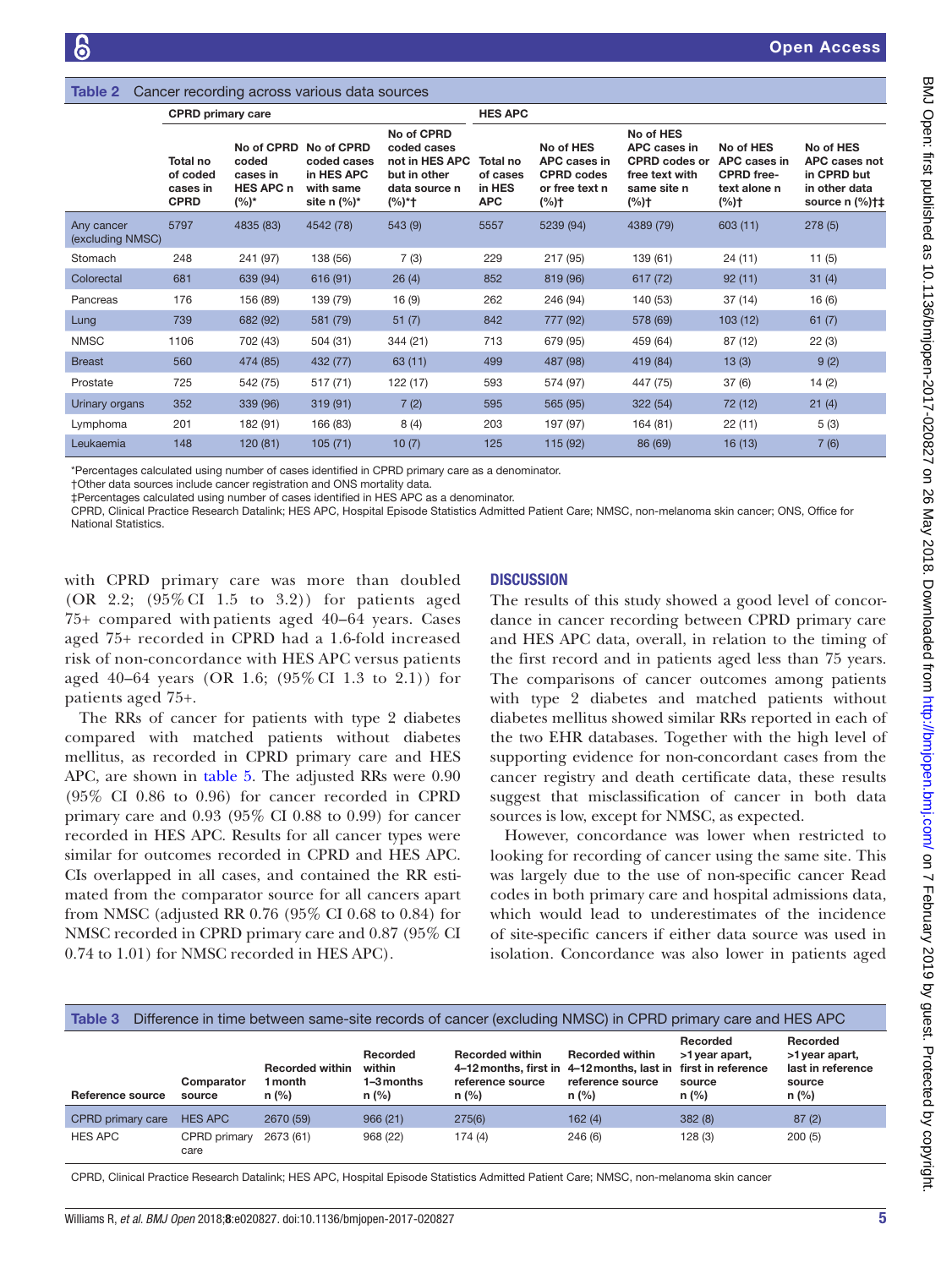**Table 2** Cancer recording across various data sources

| | CPRD primary care | | | | HES APC | | | | |
|---|---|---|---|---|---|---|---|---|---|
| | Total no of coded cases in CPRD | No of CPRD coded cases in HES APC n (%)* | No of CPRD coded cases in HES APC with same site n (%)* | No of CPRD coded cases not in HES APC but in other data source n (%)*† | Total no of cases in HES APC | No of HES APC cases in CPRD codes or free text n (%)† | No of HES APC cases in CPRD codes or free text with same site n (%)† | No of HES APC cases in CPRD free-text alone n (%)† | No of HES APC cases not in CPRD but in other data source n (%)†‡ |
| Any cancer (excluding NMSC) | 5797 | 4835 (83) | 4542 (78) | 543 (9) | 5557 | 5239 (94) | 4389 (79) | 603 (11) | 278 (5) |
| Stomach | 248 | 241 (97) | 138 (56) | 7 (3) | 229 | 217 (95) | 139 (61) | 24 (11) | 11 (5) |
| Colorectal | 681 | 639 (94) | 616 (91) | 26 (4) | 852 | 819 (96) | 617 (72) | 92 (11) | 31 (4) |
| Pancreas | 176 | 156 (89) | 139 (79) | 16 (9) | 262 | 246 (94) | 140 (53) | 37 (14) | 16 (6) |
| Lung | 739 | 682 (92) | 581 (79) | 51 (7) | 842 | 777 (92) | 578 (69) | 103 (12) | 61 (7) |
| NMSC | 1106 | 702 (43) | 504 (31) | 344 (21) | 713 | 679 (95) | 459 (64) | 87 (12) | 22 (3) |
| Breast | 560 | 474 (85) | 432 (77) | 63 (11) | 499 | 487 (98) | 419 (84) | 13 (3) | 9 (2) |
| Prostate | 725 | 542 (75) | 517 (71) | 122 (17) | 593 | 574 (97) | 447 (75) | 37 (6) | 14 (2) |
| Urinary organs | 352 | 339 (96) | 319 (91) | 7 (2) | 595 | 565 (95) | 322 (54) | 72 (12) | 21 (4) |
| Lymphoma | 201 | 182 (91) | 166 (83) | 8 (4) | 203 | 197 (97) | 164 (81) | 22 (11) | 5 (3) |
| Leukaemia | 148 | 120 (81) | 105 (71) | 10 (7) | 125 | 115 (92) | 86 (69) | 16 (13) | 7 (6) |

*Percentages calculated using number of cases identified in CPRD primary care as a denominator.
†Other data sources include cancer registration and ONS mortality data.
‡Percentages calculated using number of cases identified in HES APC as a denominator.
CPRD, Clinical Practice Research Datalink; HES APC, Hospital Episode Statistics Admitted Patient Care; NMSC, non-melanoma skin cancer; ONS, Office for National Statistics.

with CPRD primary care was more than doubled (OR 2.2; (95% CI 1.5 to 3.2)) for patients aged 75+ compared with patients aged 40–64 years. Cases aged 75+ recorded in CPRD had a 1.6-fold increased risk of non-concordance with HES APC versus patients aged 40–64 years (OR 1.6; (95% CI 1.3 to 2.1)) for patients aged 75+.

The RRs of cancer for patients with type 2 diabetes compared with matched patients without diabetes mellitus, as recorded in CPRD primary care and HES APC, are shown in table 5. The adjusted RRs were 0.90 (95% CI 0.86 to 0.96) for cancer recorded in CPRD primary care and 0.93 (95% CI 0.88 to 0.99) for cancer recorded in HES APC. Results for all cancer types were similar for outcomes recorded in CPRD and HES APC. CIs overlapped in all cases, and contained the RR estimated from the comparator source for all cancers apart from NMSC (adjusted RR 0.76 (95% CI 0.68 to 0.84) for NMSC recorded in CPRD primary care and 0.87 (95% CI 0.74 to 1.01) for NMSC recorded in HES APC).

## DISCUSSION

The results of this study showed a good level of concordance in cancer recording between CPRD primary care and HES APC data, overall, in relation to the timing of the first record and in patients aged less than 75 years. The comparisons of cancer outcomes among patients with type 2 diabetes and matched patients without diabetes mellitus showed similar RRs reported in each of the two EHR databases. Together with the high level of supporting evidence for non-concordant cases from the cancer registry and death certificate data, these results suggest that misclassification of cancer in both data sources is low, except for NMSC, as expected.

However, concordance was lower when restricted to looking for recording of cancer using the same site. This was largely due to the use of non-specific cancer Read codes in both primary care and hospital admissions data, which would lead to underestimates of the incidence of site-specific cancers if either data source was used in isolation. Concordance was also lower in patients aged

**Table 3** Difference in time between same-site records of cancer (excluding NMSC) in CPRD primary care and HES APC

| Reference source | Comparator source | Recorded within 1 month n (%) | Recorded within 1–3 months n (%) | Recorded within 4–12 months, first in reference source n (%) | Recorded within 4–12 months, last in reference source n (%) | Recorded >1 year apart, first in reference source n (%) | Recorded >1 year apart, last in reference source n (%) |
|---|---|---|---|---|---|---|---|
| CPRD primary care | HES APC | 2670 (59) | 966 (21) | 275(6) | 162 (4) | 382 (8) | 87 (2) |
| HES APC | CPRD primary care | 2673 (61) | 968 (22) | 174 (4) | 246 (6) | 128 (3) | 200 (5) |

CPRD, Clinical Practice Research Datalink; HES APC, Hospital Episode Statistics Admitted Patient Care; NMSC, non-melanoma skin cancer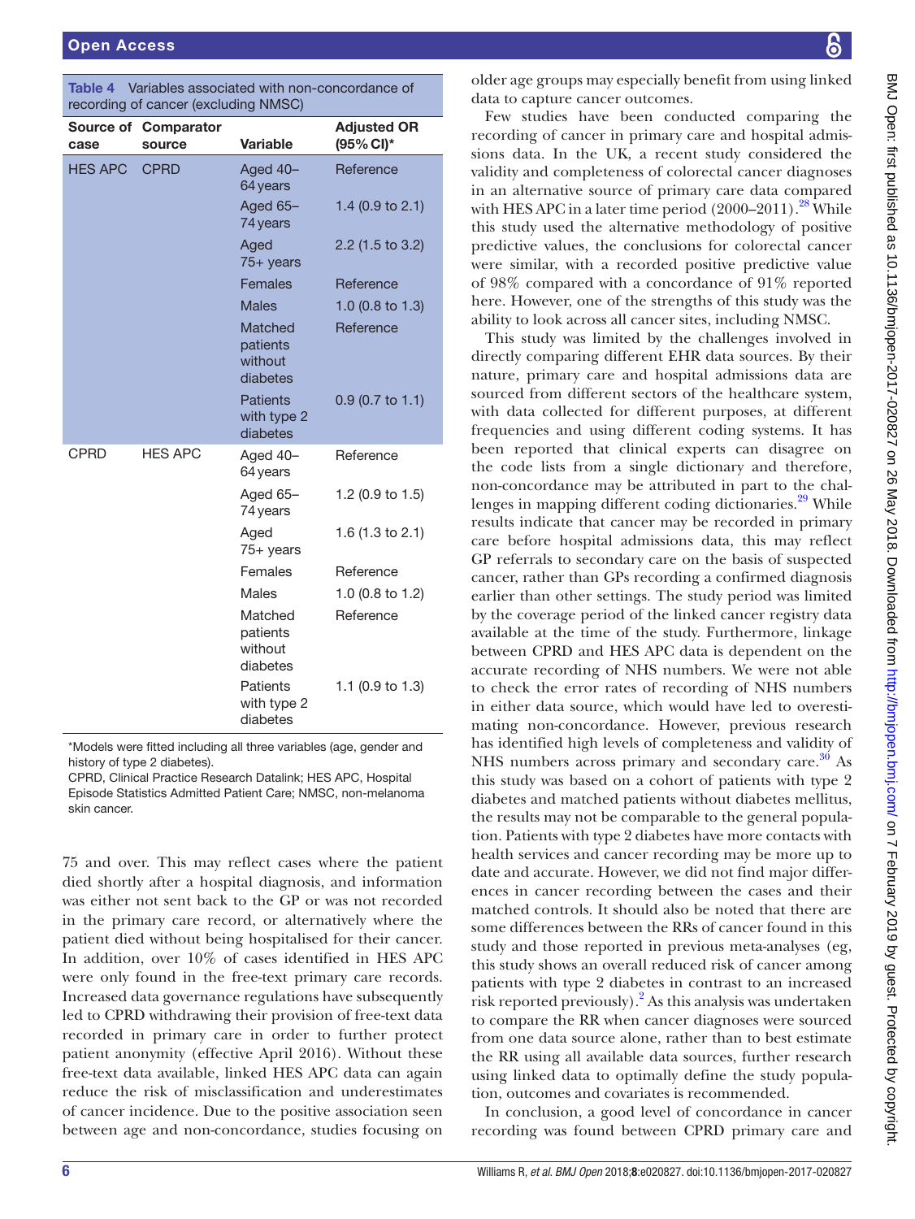**Table 4** Variables associated with non-concordance of recording of cancer (excluding NMSC)

| Source of case | Comparator source | Variable | Adjusted OR (95% CI)* |
|---|---|---|---|
| HES APC | CPRD | Aged 40–64 years | Reference |
| | | Aged 65–74 years | 1.4 (0.9 to 2.1) |
| | | Aged 75+ years | 2.2 (1.5 to 3.2) |
| | | Females | Reference |
| | | Males | 1.0 (0.8 to 1.3) |
| | | Matched patients without diabetes | Reference |
| | | Patients with type 2 diabetes | 0.9 (0.7 to 1.1) |
| CPRD | HES APC | Aged 40–64 years | Reference |
| | | Aged 65–74 years | 1.2 (0.9 to 1.5) |
| | | Aged 75+ years | 1.6 (1.3 to 2.1) |
| | | Females | Reference |
| | | Males | 1.0 (0.8 to 1.2) |
| | | Matched patients without diabetes | Reference |
| | | Patients with type 2 diabetes | 1.1 (0.9 to 1.3) |

*Models were fitted including all three variables (age, gender and history of type 2 diabetes).

CPRD, Clinical Practice Research Datalink; HES APC, Hospital Episode Statistics Admitted Patient Care; NMSC, non-melanoma skin cancer.

75 and over. This may reflect cases where the patient died shortly after a hospital diagnosis, and information was either not sent back to the GP or was not recorded in the primary care record, or alternatively where the patient died without being hospitalised for their cancer. In addition, over 10% of cases identified in HES APC were only found in the free-text primary care records. Increased data governance regulations have subsequently led to CPRD withdrawing their provision of free-text data recorded in primary care in order to further protect patient anonymity (effective April 2016). Without these free-text data available, linked HES APC data can again reduce the risk of misclassification and underestimates of cancer incidence. Due to the positive association seen between age and non-concordance, studies focusing on older age groups may especially benefit from using linked data to capture cancer outcomes.

Few studies have been conducted comparing the recording of cancer in primary care and hospital admissions data. In the UK, a recent study considered the validity and completeness of colorectal cancer diagnoses in an alternative source of primary care data compared with HES APC in a later time period (2000–2011).[28] While this study used the alternative methodology of positive predictive values, the conclusions for colorectal cancer were similar, with a recorded positive predictive value of 98% compared with a concordance of 91% reported here. However, one of the strengths of this study was the ability to look across all cancer sites, including NMSC.

This study was limited by the challenges involved in directly comparing different EHR data sources. By their nature, primary care and hospital admissions data are sourced from different sectors of the healthcare system, with data collected for different purposes, at different frequencies and using different coding systems. It has been reported that clinical experts can disagree on the code lists from a single dictionary and therefore, non-concordance may be attributed in part to the challenges in mapping different coding dictionaries.[29] While results indicate that cancer may be recorded in primary care before hospital admissions data, this may reflect GP referrals to secondary care on the basis of suspected cancer, rather than GPs recording a confirmed diagnosis earlier than other settings. The study period was limited by the coverage period of the linked cancer registry data available at the time of the study. Furthermore, linkage between CPRD and HES APC data is dependent on the accurate recording of NHS numbers. We were not able to check the error rates of recording of NHS numbers in either data source, which would have led to overestimating non-concordance. However, previous research has identified high levels of completeness and validity of NHS numbers across primary and secondary care.[30] As this study was based on a cohort of patients with type 2 diabetes and matched patients without diabetes mellitus, the results may not be comparable to the general population. Patients with type 2 diabetes have more contacts with health services and cancer recording may be more up to date and accurate. However, we did not find major differences in cancer recording between the cases and their matched controls. It should also be noted that there are some differences between the RRs of cancer found in this study and those reported in previous meta-analyses (eg, this study shows an overall reduced risk of cancer among patients with type 2 diabetes in contrast to an increased risk reported previously).[2] As this analysis was undertaken to compare the RR when cancer diagnoses were sourced from one data source alone, rather than to best estimate the RR using all available data sources, further research using linked data to optimally define the study population, outcomes and covariates is recommended.

In conclusion, a good level of concordance in cancer recording was found between CPRD primary care and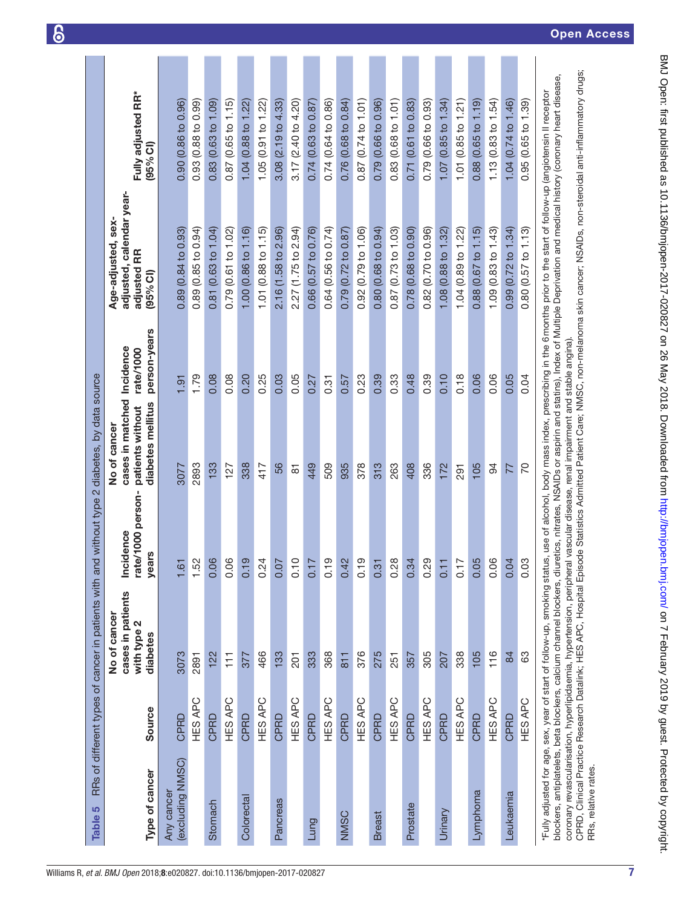**Table 5** RRs of different types of cancer in patients with and without type 2 diabetes, by data source

| Type of cancer | Source | No of cancer cases in patients with type 2 diabetes | Incidence rate/1000 person-years | No of cancer cases in matched patients without diabetes mellitus | Incidence rate/1000 person-years | Age-adjusted, sex-adjusted, calendar year-adjusted RR (95% CI) | Fully adjusted RR* (95% CI) |
|---|---|---|---|---|---|---|---|
| Any cancer (excluding NMSC) | CPRD | 3073 | 1.61 | 3077 | 1.91 | 0.89 (0.84 to 0.93) | 0.90 (0.86 to 0.96) |
| | HES APC | 2891 | 1.52 | 2893 | 1.79 | 0.89 (0.85 to 0.94) | 0.93 (0.88 to 0.99) |
| Stomach | CPRD | 122 | 0.06 | 133 | 0.08 | 0.81 (0.63 to 1.04) | 0.83 (0.63 to 1.09) |
| | HES APC | 111 | 0.06 | 127 | 0.08 | 0.79 (0.61 to 1.02) | 0.87 (0.65 to 1.15) |
| Colorectal | CPRD | 377 | 0.19 | 338 | 0.20 | 1.00 (0.86 to 1.16) | 1.04 (0.88 to 1.22) |
| | HES APC | 466 | 0.24 | 417 | 0.25 | 1.01 (0.88 to 1.15) | 1.05 (0.91 to 1.22) |
| Pancreas | CPRD | 133 | 0.07 | 56 | 0.03 | 2.16 (1.58 to 2.96) | 3.08 (2.19 to 4.33) |
| | HES APC | 201 | 0.10 | 81 | 0.05 | 2.27 (1.75 to 2.94) | 3.17 (2.40 to 4.20) |
| Lung | CPRD | 333 | 0.17 | 449 | 0.27 | 0.66 (0.57 to 0.76) | 0.74 (0.63 to 0.87) |
| | HES APC | 368 | 0.19 | 509 | 0.31 | 0.64 (0.56 to 0.74) | 0.74 (0.64 to 0.86) |
| NMSC | CPRD | 811 | 0.42 | 935 | 0.57 | 0.79 (0.72 to 0.87) | 0.76 (0.68 to 0.84) |
| | HES APC | 376 | 0.19 | 378 | 0.23 | 0.92 (0.79 to 1.06) | 0.87 (0.74 to 1.01) |
| Breast | CPRD | 275 | 0.31 | 313 | 0.39 | 0.80 (0.68 to 0.94) | 0.79 (0.66 to 0.96) |
| | HES APC | 251 | 0.28 | 263 | 0.33 | 0.87 (0.73 to 1.03) | 0.83 (0.68 to 1.01) |
| Prostate | CPRD | 357 | 0.34 | 408 | 0.48 | 0.78 (0.68 to 0.90) | 0.71 (0.61 to 0.83) |
| | HES APC | 305 | 0.29 | 336 | 0.39 | 0.82 (0.70 to 0.96) | 0.79 (0.66 to 0.93) |
| Urinary | CPRD | 207 | 0.11 | 172 | 0.10 | 1.08 (0.88 to 1.32) | 1.07 (0.85 to 1.34) |
| | HES APC | 338 | 0.17 | 291 | 0.18 | 1.04 (0.89 to 1.22) | 1.01 (0.85 to 1.21) |
| Lymphoma | CPRD | 105 | 0.05 | 105 | 0.06 | 0.88 (0.67 to 1.15) | 0.88 (0.65 to 1.19) |
| | HES APC | 116 | 0.06 | 94 | 0.06 | 1.09 (0.83 to 1.43) | 1.13 (0.83 to 1.54) |
| Leukaemia | CPRD | 84 | 0.04 | 77 | 0.05 | 0.99 (0.72 to 1.34) | 1.04 (0.74 to 1.46) |
| | HES APC | 63 | 0.03 | 70 | 0.04 | 0.80 (0.57 to 1.13) | 0.95 (0.65 to 1.39) |

*Fully adjusted for age, sex, year of start of follow-up, smoking status, use of alcohol, body mass index, prescribing in the 6 months prior to the start of follow-up (angiotensin II receptor blockers, antiplatelets, beta blockers, calcium channel blockers, diuretics, nitrates, NSAIDs or aspirin and statins), Index of Multiple Deprivation and medical history (coronary heart disease, coronary revascularisation, hyperlipidaemia, hypertension, peripheral vascular disease, renal impairment and stable angina).

CPRD, Clinical Practice Research Datalink; HES APC, Hospital Episode Statistics Admitted Patient Care; NMSC, non-melanoma skin cancer; NSAIDs, non-steroidal anti-inflammatory drugs; RRs, relative rates.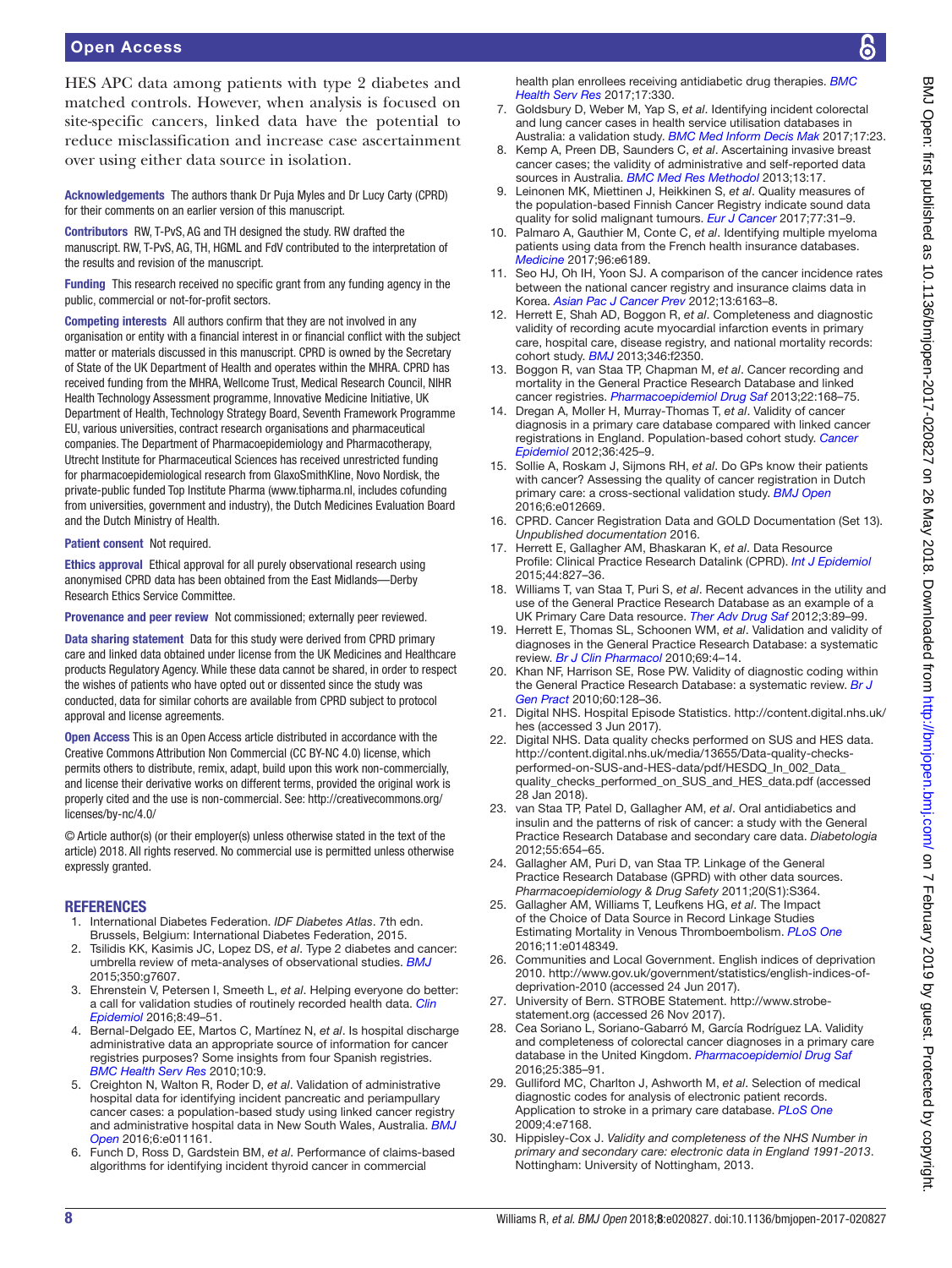HES APC data among patients with type 2 diabetes and matched controls. However, when analysis is focused on site-specific cancers, linked data have the potential to reduce misclassification and increase case ascertainment over using either data source in isolation.

**Acknowledgements** The authors thank Dr Puja Myles and Dr Lucy Carty (CPRD) for their comments on an earlier version of this manuscript.

**Contributors** RW, T-PvS, AG and TH designed the study. RW drafted the manuscript. RW, T-PvS, AG, TH, HGML and FdV contributed to the interpretation of the results and revision of the manuscript.

**Funding** This research received no specific grant from any funding agency in the public, commercial or not-for-profit sectors.

**Competing interests** All authors confirm that they are not involved in any organisation or entity with a financial interest in or financial conflict with the subject matter or materials discussed in this manuscript. CPRD is owned by the Secretary of State of the UK Department of Health and operates within the MHRA. CPRD has received funding from the MHRA, Wellcome Trust, Medical Research Council, NIHR Health Technology Assessment programme, Innovative Medicine Initiative, UK Department of Health, Technology Strategy Board, Seventh Framework Programme EU, various universities, contract research organisations and pharmaceutical companies. The Department of Pharmacoepidemiology and Pharmacotherapy, Utrecht Institute for Pharmaceutical Sciences has received unrestricted funding for pharmacoepidemiological research from GlaxoSmithKline, Novo Nordisk, the private-public funded Top Institute Pharma (www.tipharma.nl, includes cofunding from universities, government and industry), the Dutch Medicines Evaluation Board and the Dutch Ministry of Health.

**Patient consent** Not required.

**Ethics approval** Ethical approval for all purely observational research using anonymised CPRD data has been obtained from the East Midlands—Derby Research Ethics Service Committee.

**Provenance and peer review** Not commissioned; externally peer reviewed.

**Data sharing statement** Data for this study were derived from CPRD primary care and linked data obtained under license from the UK Medicines and Healthcare products Regulatory Agency. While these data cannot be shared, in order to respect the wishes of patients who have opted out or dissented since the study was conducted, data for similar cohorts are available from CPRD subject to protocol approval and license agreements.

**Open Access** This is an Open Access article distributed in accordance with the Creative Commons Attribution Non Commercial (CC BY-NC 4.0) license, which permits others to distribute, remix, adapt, build upon this work non-commercially, and license their derivative works on different terms, provided the original work is properly cited and the use is non-commercial. See: http://creativecommons.org/licenses/by-nc/4.0/

© Article author(s) (or their employer(s) unless otherwise stated in the text of the article) 2018. All rights reserved. No commercial use is permitted unless otherwise expressly granted.

## REFERENCES

1. International Diabetes Federation. *IDF Diabetes Atlas*. 7th edn. Brussels, Belgium: International Diabetes Federation, 2015.
2. Tsilidis KK, Kasimis JC, Lopez DS, *et al*. Type 2 diabetes and cancer: umbrella review of meta-analyses of observational studies. *BMJ* 2015;350:g7607.
3. Ehrenstein V, Petersen I, Smeeth L, *et al*. Helping everyone do better: a call for validation studies of routinely recorded health data. *Clin Epidemiol* 2016;8:49–51.
4. Bernal-Delgado EE, Martos C, Martínez N, *et al*. Is hospital discharge administrative data an appropriate source of information for cancer registries purposes? Some insights from four Spanish registries. *BMC Health Serv Res* 2010;10:9.
5. Creighton N, Walton R, Roder D, *et al*. Validation of administrative hospital data for identifying incident pancreatic and periampullary cancer cases: a population-based study using linked cancer registry and administrative hospital data in New South Wales, Australia. *BMJ Open* 2016;6:e011161.
6. Funch D, Ross D, Gardstein BM, *et al*. Performance of claims-based algorithms for identifying incident thyroid cancer in commercial health plan enrollees receiving antidiabetic drug therapies. *BMC Health Serv Res* 2017;17:330.
7. Goldsbury D, Weber M, Yap S, *et al*. Identifying incident colorectal and lung cancer cases in health service utilisation databases in Australia: a validation study. *BMC Med Inform Decis Mak* 2017;17:23.
8. Kemp A, Preen DB, Saunders C, *et al*. Ascertaining invasive breast cancer cases; the validity of administrative and self-reported data sources in Australia. *BMC Med Res Methodol* 2013;13:17.
9. Leinonen MK, Miettinen J, Heikkinen S, *et al*. Quality measures of the population-based Finnish Cancer Registry indicate sound data quality for solid malignant tumours. *Eur J Cancer* 2017;77:31–9.
10. Palmaro A, Gauthier M, Conte C, *et al*. Identifying multiple myeloma patients using data from the French health insurance databases. *Medicine* 2017;96:e6189.
11. Seo HJ, Oh IH, Yoon SJ. A comparison of the cancer incidence rates between the national cancer registry and insurance claims data in Korea. *Asian Pac J Cancer Prev* 2012;13:6163–8.
12. Herrett E, Shah AD, Boggon R, *et al*. Completeness and diagnostic validity of recording acute myocardial infarction events in primary care, hospital care, disease registry, and national mortality records: cohort study. *BMJ* 2013;346:f2350.
13. Boggon R, van Staa TP, Chapman M, *et al*. Cancer recording and mortality in the General Practice Research Database and linked cancer registries. *Pharmacoepidemiol Drug Saf* 2013;22:168–75.
14. Dregan A, Moller H, Murray-Thomas T, *et al*. Validity of cancer diagnosis in a primary care database compared with linked cancer registrations in England. Population-based cohort study. *Cancer Epidemiol* 2012;36:425–9.
15. Sollie A, Roskam J, Sijmons RH, *et al*. Do GPs know their patients with cancer? Assessing the quality of cancer registration in Dutch primary care: a cross-sectional validation study. *BMJ Open* 2016;6:e012669.
16. CPRD. Cancer Registration Data and GOLD Documentation (Set 13). *Unpublished documentation* 2016.
17. Herrett E, Gallagher AM, Bhaskaran K, *et al*. Data Resource Profile: Clinical Practice Research Datalink (CPRD). *Int J Epidemiol* 2015;44:827–36.
18. Williams T, van Staa T, Puri S, *et al*. Recent advances in the utility and use of the General Practice Research Database as an example of a UK Primary Care Data resource. *Ther Adv Drug Saf* 2012;3:89–99.
19. Herrett E, Thomas SL, Schoonen WM, *et al*. Validation and validity of diagnoses in the General Practice Research Database: a systematic review. *Br J Clin Pharmacol* 2010;69:4–14.
20. Khan NF, Harrison SE, Rose PW. Validity of diagnostic coding within the General Practice Research Database: a systematic review. *Br J Gen Pract* 2010;60:128–36.
21. Digital NHS. Hospital Episode Statistics. http://content.digital.nhs.uk/hes (accessed 3 Jun 2017).
22. Digital NHS. Data quality checks performed on SUS and HES data. http://content.digital.nhs.uk/media/13655/Data-quality-checks-performed-on-SUS-and-HES-data/pdf/HESDQ_In_002_Data_quality_checks_performed_on_SUS_and_HES_data.pdf (accessed 28 Jan 2018).
23. van Staa TP, Patel D, Gallagher AM, *et al*. Oral antidiabetics and insulin and the patterns of risk of cancer: a study with the General Practice Research Database and secondary care data. *Diabetologia* 2012;55:654–65.
24. Gallagher AM, Puri D, van Staa TP. Linkage of the General Practice Research Database (GPRD) with other data sources. *Pharmacoepidemiology & Drug Safety* 2011;20(S1):S364.
25. Gallagher AM, Williams T, Leufkens HG, *et al*. The Impact of the Choice of Data Source in Record Linkage Studies Estimating Mortality in Venous Thromboembolism. *PLoS One* 2016;11:e0148349.
26. Communities and Local Government. English indices of deprivation 2010. http://www.gov.uk/government/statistics/english-indices-of-deprivation-2010 (accessed 24 Jun 2017).
27. University of Bern. STROBE Statement. http://www.strobe-statement.org (accessed 26 Nov 2017).
28. Cea Soriano L, Soriano-Gabarró M, García Rodríguez LA. Validity and completeness of colorectal cancer diagnoses in a primary care database in the United Kingdom. *Pharmacoepidemiol Drug Saf* 2016;25:385–91.
29. Gulliford MC, Charlton J, Ashworth M, *et al*. Selection of medical diagnostic codes for analysis of electronic patient records. Application to stroke in a primary care database. *PLoS One* 2009;4:e7168.
30. Hippisley-Cox J. *Validity and completeness of the NHS Number in primary and secondary care: electronic data in England 1991-2013*. Nottingham: University of Nottingham, 2013.